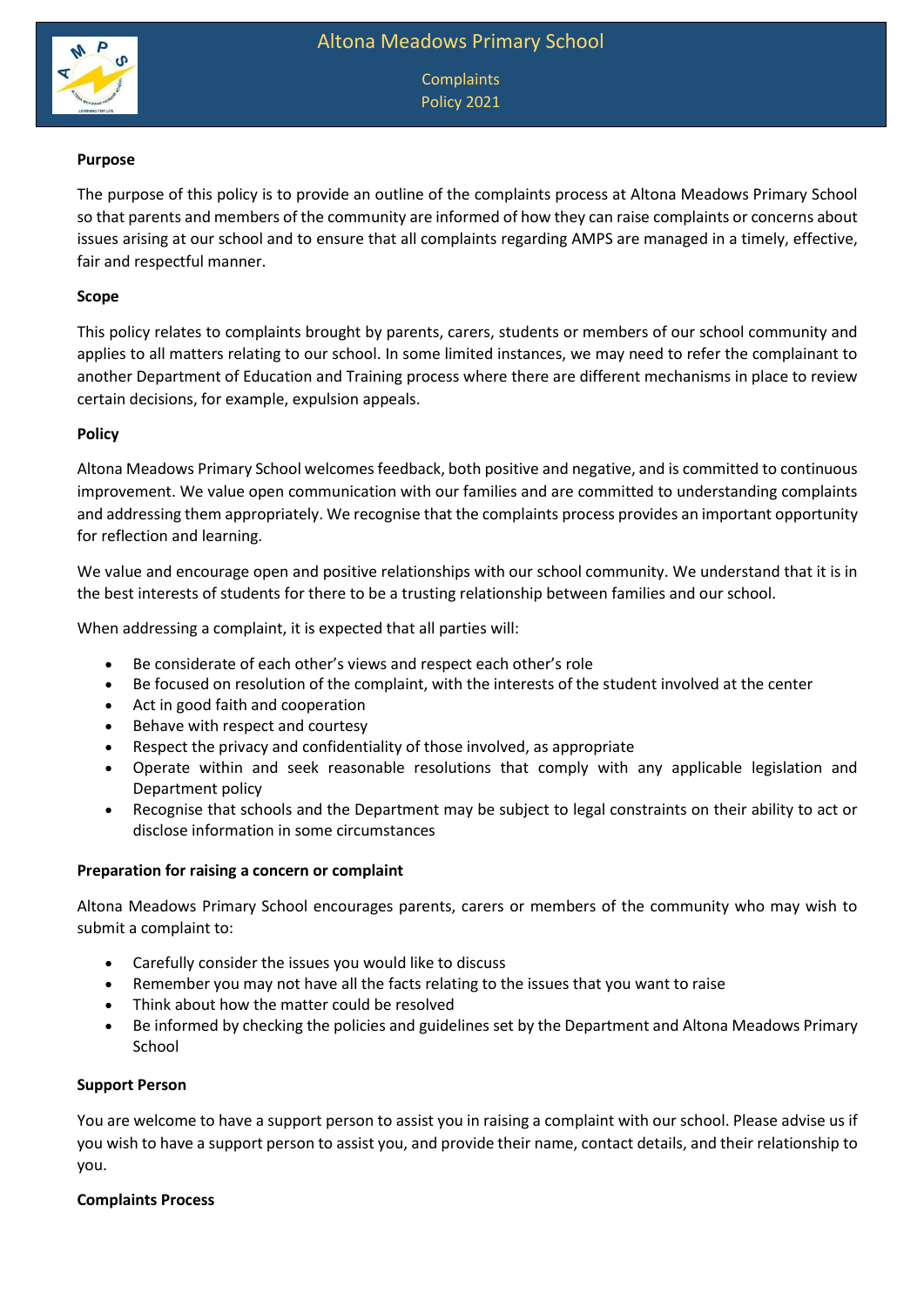# Altona Meadows Primary School

## Complaints Policy 2021

**Purpose**

The purpose of this policy is to provide an outline of the complaints process at Altona Meadows Primary School so that parents and members of the community are informed of how they can raise complaints or concerns about issues arising at our school and to ensure that all complaints regarding AMPS are managed in a timely, effective, fair and respectful manner.

**Scope**

This policy relates to complaints brought by parents, carers, students or members of our school community and applies to all matters relating to our school. In some limited instances, we may need to refer the complainant to another Department of Education and Training process where there are different mechanisms in place to review certain decisions, for example, expulsion appeals.

**Policy**

Altona Meadows Primary School welcomes feedback, both positive and negative, and is committed to continuous improvement. We value open communication with our families and are committed to understanding complaints and addressing them appropriately. We recognise that the complaints process provides an important opportunity for reflection and learning.

We value and encourage open and positive relationships with our school community. We understand that it is in the best interests of students for there to be a trusting relationship between families and our school.

When addressing a complaint, it is expected that all parties will:

- Be considerate of each other's views and respect each other's role
- Be focused on resolution of the complaint, with the interests of the student involved at the center
- Act in good faith and cooperation
- Behave with respect and courtesy
- Respect the privacy and confidentiality of those involved, as appropriate
- Operate within and seek reasonable resolutions that comply with any applicable legislation and Department policy
- Recognise that schools and the Department may be subject to legal constraints on their ability to act or disclose information in some circumstances

**Preparation for raising a concern or complaint**

Altona Meadows Primary School encourages parents, carers or members of the community who may wish to submit a complaint to:

- Carefully consider the issues you would like to discuss
- Remember you may not have all the facts relating to the issues that you want to raise
- Think about how the matter could be resolved
- Be informed by checking the policies and guidelines set by the Department and Altona Meadows Primary School

**Support Person**

You are welcome to have a support person to assist you in raising a complaint with our school. Please advise us if you wish to have a support person to assist you, and provide their name, contact details, and their relationship to you.

**Complaints Process**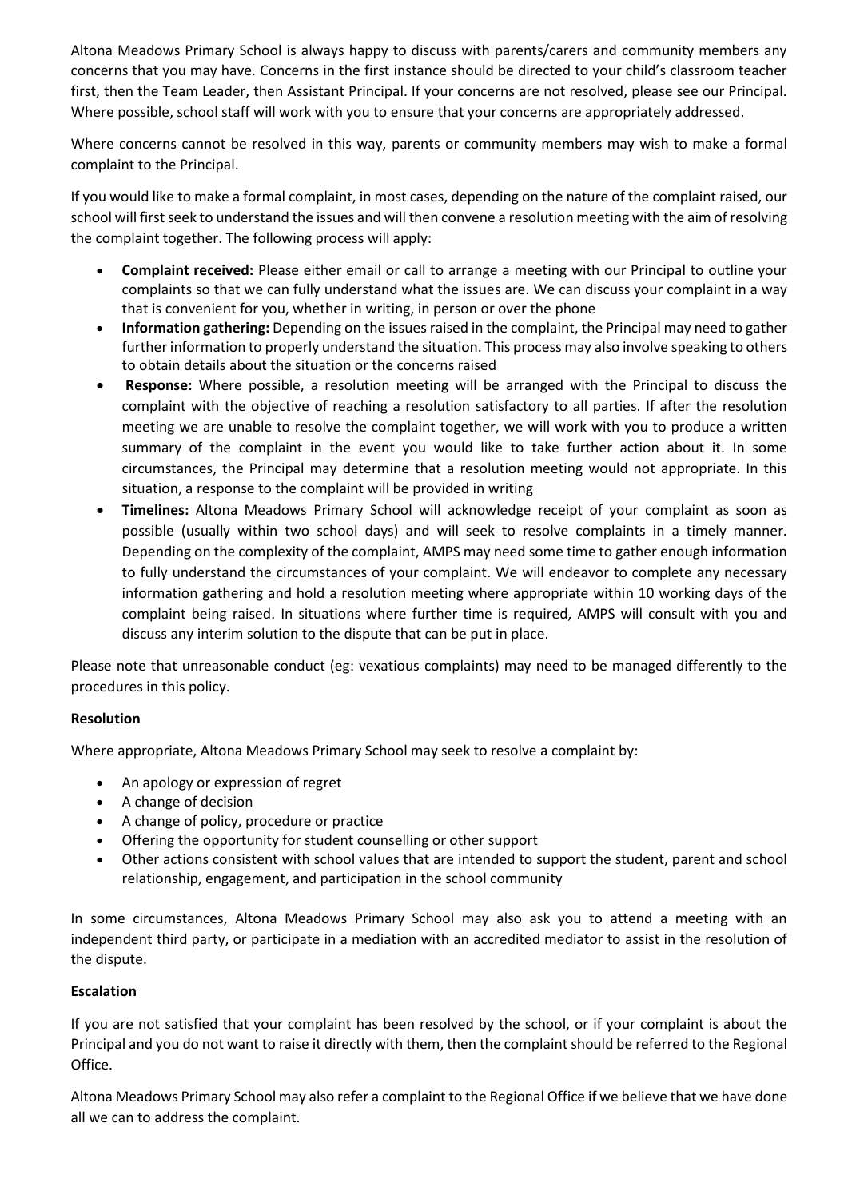Altona Meadows Primary School is always happy to discuss with parents/carers and community members any concerns that you may have. Concerns in the first instance should be directed to your child's classroom teacher first, then the Team Leader, then Assistant Principal. If your concerns are not resolved, please see our Principal. Where possible, school staff will work with you to ensure that your concerns are appropriately addressed.

Where concerns cannot be resolved in this way, parents or community members may wish to make a formal complaint to the Principal.

If you would like to make a formal complaint, in most cases, depending on the nature of the complaint raised, our school will first seek to understand the issues and will then convene a resolution meeting with the aim of resolving the complaint together. The following process will apply:

- **Complaint received:** Please either email or call to arrange a meeting with our Principal to outline your complaints so that we can fully understand what the issues are. We can discuss your complaint in a way that is convenient for you, whether in writing, in person or over the phone
- **Information gathering:** Depending on the issues raised in the complaint, the Principal may need to gather further information to properly understand the situation. This process may also involve speaking to others to obtain details about the situation or the concerns raised
- **Response:** Where possible, a resolution meeting will be arranged with the Principal to discuss the complaint with the objective of reaching a resolution satisfactory to all parties. If after the resolution meeting we are unable to resolve the complaint together, we will work with you to produce a written summary of the complaint in the event you would like to take further action about it. In some circumstances, the Principal may determine that a resolution meeting would not appropriate. In this situation, a response to the complaint will be provided in writing
- **Timelines:** Altona Meadows Primary School will acknowledge receipt of your complaint as soon as possible (usually within two school days) and will seek to resolve complaints in a timely manner. Depending on the complexity of the complaint, AMPS may need some time to gather enough information to fully understand the circumstances of your complaint. We will endeavor to complete any necessary information gathering and hold a resolution meeting where appropriate within 10 working days of the complaint being raised. In situations where further time is required, AMPS will consult with you and discuss any interim solution to the dispute that can be put in place.

Please note that unreasonable conduct (eg: vexatious complaints) may need to be managed differently to the procedures in this policy.

**Resolution**

Where appropriate, Altona Meadows Primary School may seek to resolve a complaint by:

- An apology or expression of regret
- A change of decision
- A change of policy, procedure or practice
- Offering the opportunity for student counselling or other support
- Other actions consistent with school values that are intended to support the student, parent and school relationship, engagement, and participation in the school community

In some circumstances, Altona Meadows Primary School may also ask you to attend a meeting with an independent third party, or participate in a mediation with an accredited mediator to assist in the resolution of the dispute.

**Escalation**

If you are not satisfied that your complaint has been resolved by the school, or if your complaint is about the Principal and you do not want to raise it directly with them, then the complaint should be referred to the Regional Office.

Altona Meadows Primary School may also refer a complaint to the Regional Office if we believe that we have done all we can to address the complaint.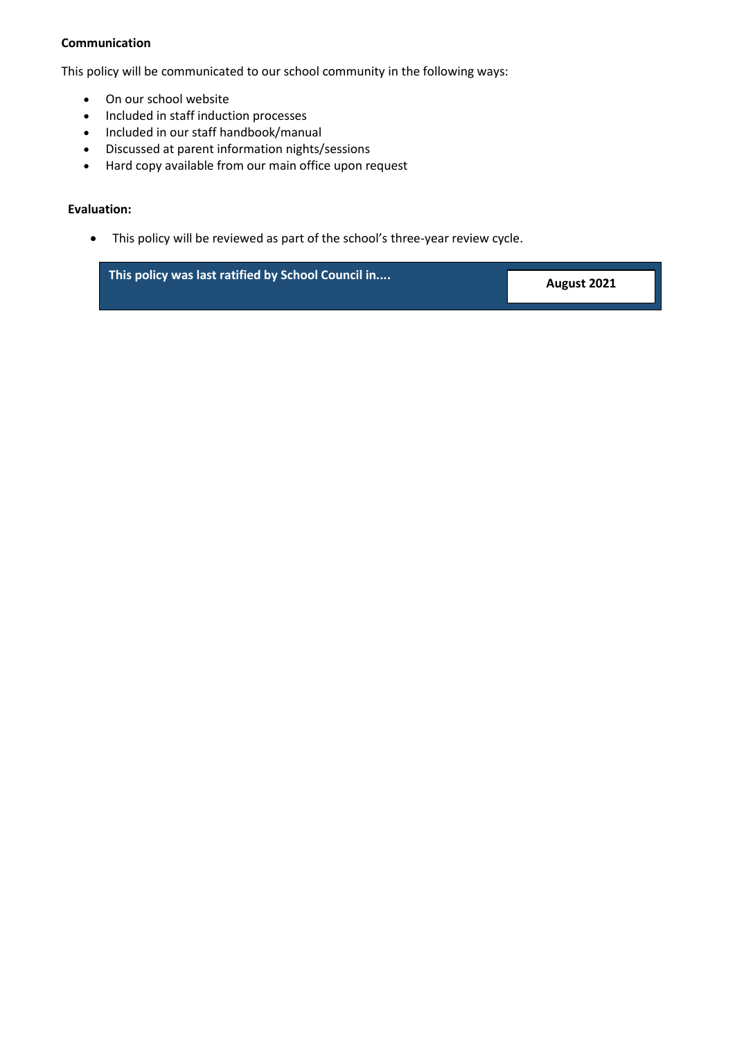**Communication**

This policy will be communicated to our school community in the following ways:

- On our school website
- Included in staff induction processes
- Included in our staff handbook/manual
- Discussed at parent information nights/sessions
- Hard copy available from our main office upon request

**Evaluation:**

- This policy will be reviewed as part of the school's three-year review cycle.

| | |
|---|---|
| **This policy was last ratified by School Council in....** | **August 2021** |